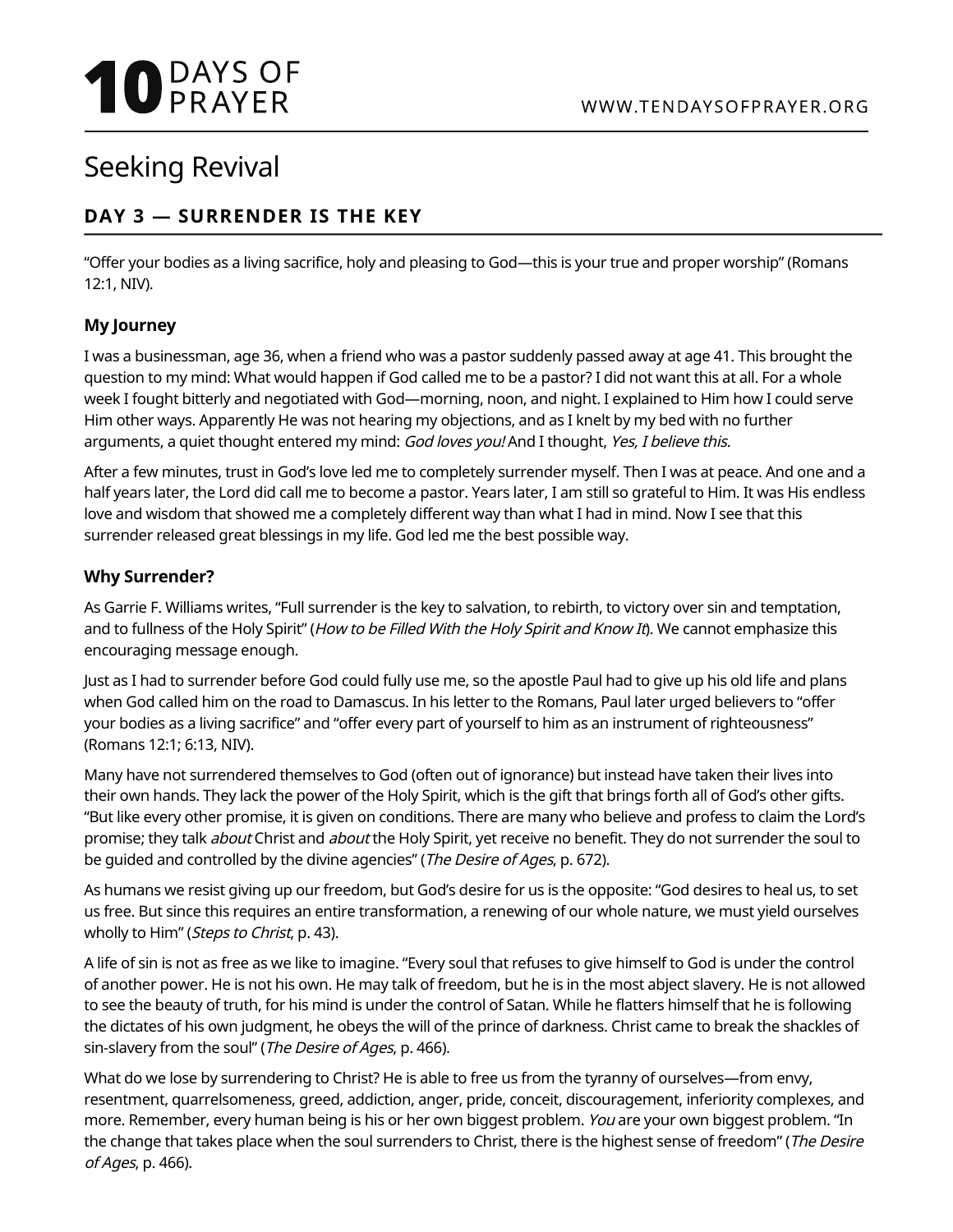# Seeking Revival

## DAY 3 — SURRENDER IS THE KEY

"Offer your bodies as a living sacrifice, holy and pleasing to God—this is your true and proper worship" (Romans 12:1, NIV).

### My Journey

I was a businessman, age 36, when a friend who was a pastor suddenly passed away at age 41. This brought the question to my mind: What would happen if God called me to be a pastor? I did not want this at all. For a whole week I fought bitterly and negotiated with God—morning, noon, and night. I explained to Him how I could serve Him other ways. Apparently He was not hearing my objections, and as I knelt by my bed with no further arguments, a quiet thought entered my mind: *God loves you!* And I thought, *Yes, I believe this.*

After a few minutes, trust in God's love led me to completely surrender myself. Then I was at peace. And one and a half years later, the Lord did call me to become a pastor. Years later, I am still so grateful to Him. It was His endless love and wisdom that showed me a completely different way than what I had in mind. Now I see that this surrender released great blessings in my life. God led me the best possible way.

### Why Surrender?

As Garrie F. Williams writes, "Full surrender is the key to salvation, to rebirth, to victory over sin and temptation, and to fullness of the Holy Spirit" (*How to be Filled With the Holy Spirit and Know It*). We cannot emphasize this encouraging message enough.

Just as I had to surrender before God could fully use me, so the apostle Paul had to give up his old life and plans when God called him on the road to Damascus. In his letter to the Romans, Paul later urged believers to "offer your bodies as a living sacrifice" and "offer every part of yourself to him as an instrument of righteousness" (Romans 12:1; 6:13, NIV).

Many have not surrendered themselves to God (often out of ignorance) but instead have taken their lives into their own hands. They lack the power of the Holy Spirit, which is the gift that brings forth all of God's other gifts. "But like every other promise, it is given on conditions. There are many who believe and profess to claim the Lord's promise; they talk *about* Christ and *about* the Holy Spirit, yet receive no benefit. They do not surrender the soul to be guided and controlled by the divine agencies" (*The Desire of Ages*, p. 672).

As humans we resist giving up our freedom, but God's desire for us is the opposite: "God desires to heal us, to set us free. But since this requires an entire transformation, a renewing of our whole nature, we must yield ourselves wholly to Him" (*Steps to Christ*, p. 43).

A life of sin is not as free as we like to imagine. "Every soul that refuses to give himself to God is under the control of another power. He is not his own. He may talk of freedom, but he is in the most abject slavery. He is not allowed to see the beauty of truth, for his mind is under the control of Satan. While he flatters himself that he is following the dictates of his own judgment, he obeys the will of the prince of darkness. Christ came to break the shackles of sin-slavery from the soul" (*The Desire of Ages*, p. 466).

What do we lose by surrendering to Christ? He is able to free us from the tyranny of ourselves—from envy, resentment, quarrelsomeness, greed, addiction, anger, pride, conceit, discouragement, inferiority complexes, and more. Remember, every human being is his or her own biggest problem. *You* are your own biggest problem. "In the change that takes place when the soul surrenders to Christ, there is the highest sense of freedom" (*The Desire of Ages*, p. 466).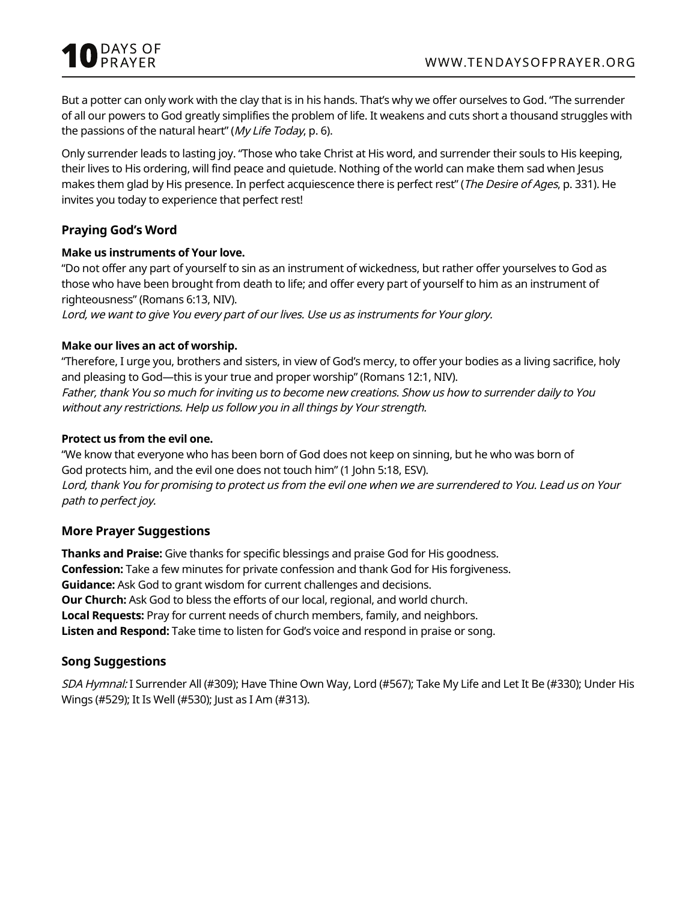But a potter can only work with the clay that is in his hands. That's why we offer ourselves to God. "The surrender of all our powers to God greatly simplifies the problem of life. It weakens and cuts short a thousand struggles with the passions of the natural heart" (*My Life Today*, p. 6).

Only surrender leads to lasting joy. "Those who take Christ at His word, and surrender their souls to His keeping, their lives to His ordering, will find peace and quietude. Nothing of the world can make them sad when Jesus makes them glad by His presence. In perfect acquiescence there is perfect rest" (*The Desire of Ages*, p. 331). He invites you today to experience that perfect rest!

### Praying God's Word

**Make us instruments of Your love.**
"Do not offer any part of yourself to sin as an instrument of wickedness, but rather offer yourselves to God as those who have been brought from death to life; and offer every part of yourself to him as an instrument of righteousness" (Romans 6:13, NIV).
*Lord, we want to give You every part of our lives. Use us as instruments for Your glory.*

**Make our lives an act of worship.**
"Therefore, I urge you, brothers and sisters, in view of God's mercy, to offer your bodies as a living sacrifice, holy and pleasing to God—this is your true and proper worship" (Romans 12:1, NIV).
*Father, thank You so much for inviting us to become new creations. Show us how to surrender daily to You without any restrictions. Help us follow you in all things by Your strength.*

**Protect us from the evil one.**
"We know that everyone who has been born of God does not keep on sinning, but he who was born of God protects him, and the evil one does not touch him" (1 John 5:18, ESV).
*Lord, thank You for promising to protect us from the evil one when we are surrendered to You. Lead us on Your path to perfect joy.*

### More Prayer Suggestions

**Thanks and Praise:** Give thanks for specific blessings and praise God for His goodness.
**Confession:** Take a few minutes for private confession and thank God for His forgiveness.
**Guidance:** Ask God to grant wisdom for current challenges and decisions.
**Our Church:** Ask God to bless the efforts of our local, regional, and world church.
**Local Requests:** Pray for current needs of church members, family, and neighbors.
**Listen and Respond:** Take time to listen for God's voice and respond in praise or song.

### Song Suggestions

*SDA Hymnal:* I Surrender All (#309); Have Thine Own Way, Lord (#567); Take My Life and Let It Be (#330); Under His Wings (#529); It Is Well (#530); Just as I Am (#313).